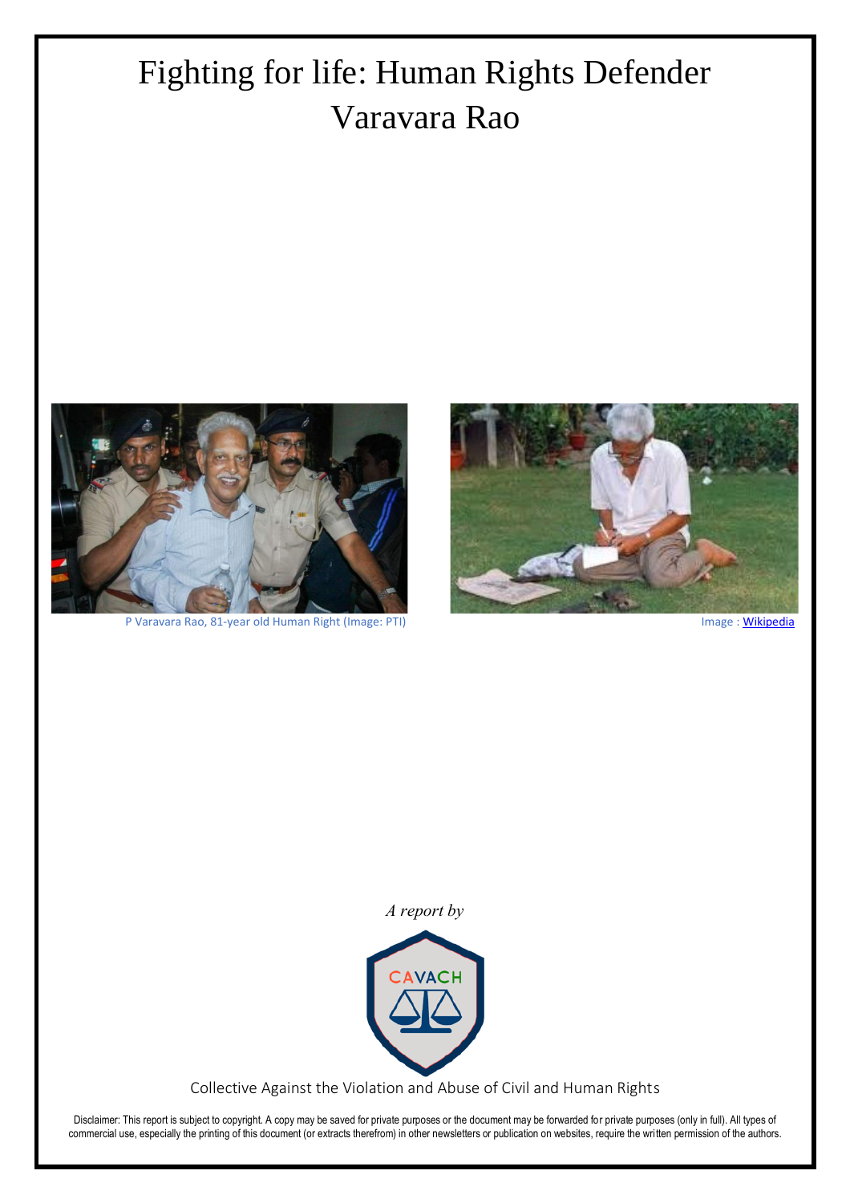# Fighting for life: Human Rights Defender Varavara Rao

P Varavara Rao, 81-year old Human Right (Image: PTI)

Image : Wikipedia

*A report by*

CAVACH

Collective Against the Violation and Abuse of Civil and Human Rights

Disclaimer: This report is subject to copyright. A copy may be saved for private purposes or the document may be forwarded for private purposes (only in full). All types of commercial use, especially the printing of this document (or extracts therefrom) in other newsletters or publication on websites, require the written permission of the authors.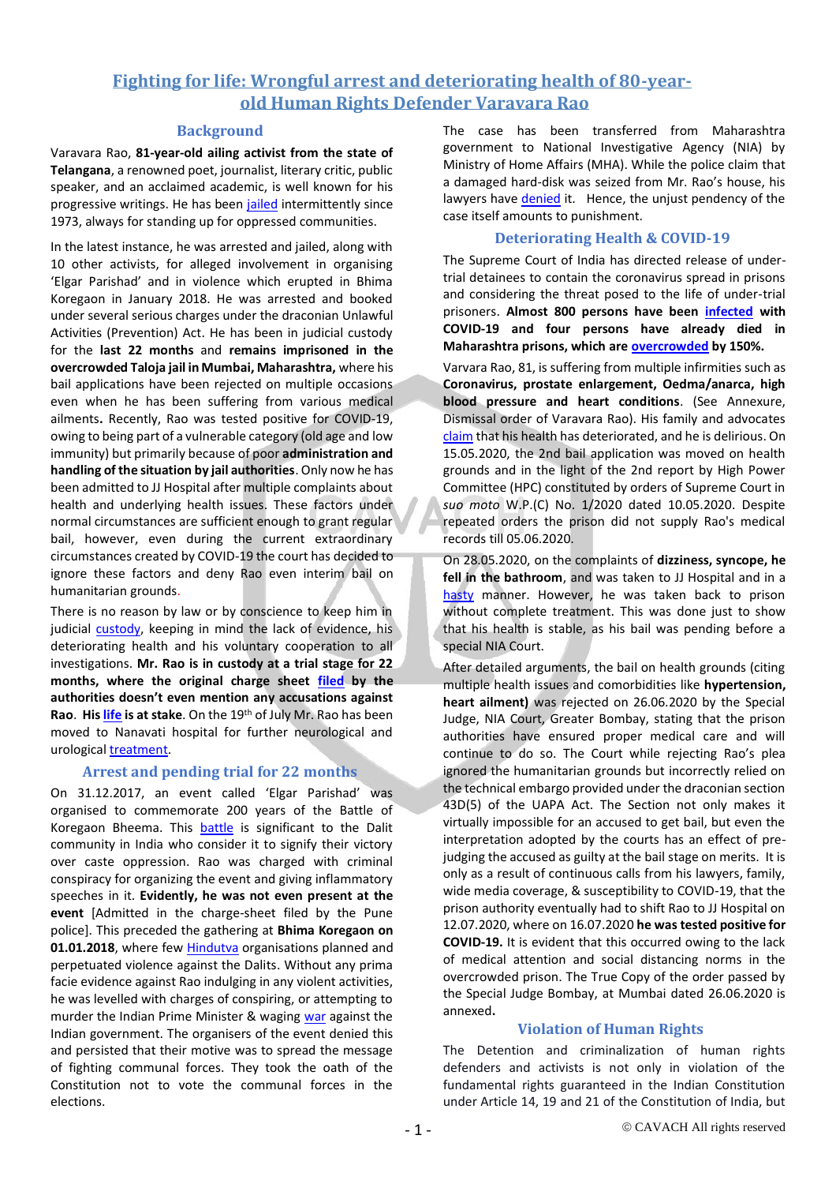# Fighting for life: Wrongful arrest and deteriorating health of 80-year-old Human Rights Defender Varavara Rao

## Background

Varavara Rao, **81-year-old ailing activist from the state of Telangana**, a renowned poet, journalist, literary critic, public speaker, and an acclaimed academic, is well known for his progressive writings. He has been jailed intermittently since 1973, always for standing up for oppressed communities.

In the latest instance, he was arrested and jailed, along with 10 other activists, for alleged involvement in organising 'Elgar Parishad' and in violence which erupted in Bhima Koregaon in January 2018. He was arrested and booked under several serious charges under the draconian Unlawful Activities (Prevention) Act. He has been in judicial custody for the **last 22 months** and **remains imprisoned in the overcrowded Taloja jail in Mumbai, Maharashtra,** where his bail applications have been rejected on multiple occasions even when he has been suffering from various medical ailments**.** Recently, Rao was tested positive for COVID-19, owing to being part of a vulnerable category (old age and low immunity) but primarily because of poor **administration and handling of the situation by jail authorities**. Only now he has been admitted to JJ Hospital after multiple complaints about health and underlying health issues. These factors under normal circumstances are sufficient enough to grant regular bail, however, even during the current extraordinary circumstances created by COVID-19 the court has decided to ignore these factors and deny Rao even interim bail on humanitarian grounds.

There is no reason by law or by conscience to keep him in judicial custody, keeping in mind the lack of evidence, his deteriorating health and his voluntary cooperation to all investigations. **Mr. Rao is in custody at a trial stage for 22 months, where the original charge sheet filed by the authorities doesn't even mention any accusations against Rao. His life is at stake**. On the 19th of July Mr. Rao has been moved to Nanavati hospital for further neurological and urological treatment.

## Arrest and pending trial for 22 months

On 31.12.2017, an event called 'Elgar Parishad' was organised to commemorate 200 years of the Battle of Koregaon Bheema. This battle is significant to the Dalit community in India who consider it to signify their victory over caste oppression. Rao was charged with criminal conspiracy for organizing the event and giving inflammatory speeches in it. **Evidently, he was not even present at the event** [Admitted in the charge-sheet filed by the Pune police]. This preceded the gathering at **Bhima Koregaon on 01.01.2018**, where few Hindutva organisations planned and perpetuated violence against the Dalits. Without any prima facie evidence against Rao indulging in any violent activities, he was levelled with charges of conspiring, or attempting to murder the Indian Prime Minister & waging war against the Indian government. The organisers of the event denied this and persisted that their motive was to spread the message of fighting communal forces. They took the oath of the Constitution not to vote the communal forces in the elections.

The case has been transferred from Maharashtra government to National Investigative Agency (NIA) by Ministry of Home Affairs (MHA). While the police claim that a damaged hard-disk was seized from Mr. Rao's house, his lawyers have denied it. Hence, the unjust pendency of the case itself amounts to punishment.

## Deteriorating Health & COVID-19

The Supreme Court of India has directed release of under-trial detainees to contain the coronavirus spread in prisons and considering the threat posed to the life of under-trial prisoners. **Almost 800 persons have been infected with COVID-19 and four persons have already died in Maharashtra prisons, which are overcrowded by 150%.**

Varvara Rao, 81, is suffering from multiple infirmities such as **Coronavirus, prostate enlargement, Oedma/anarca, high blood pressure and heart conditions**. (See Annexure, Dismissal order of Varavara Rao). His family and advocates claim that his health has deteriorated, and he is delirious. On 15.05.2020, the 2nd bail application was moved on health grounds and in the light of the 2nd report by High Power Committee (HPC) constituted by orders of Supreme Court in *suo moto* W.P.(C) No. 1/2020 dated 10.05.2020. Despite repeated orders the prison did not supply Rao's medical records till 05.06.2020.

On 28.05.2020, on the complaints of **dizziness, syncope, he fell in the bathroom**, and was taken to JJ Hospital and in a hasty manner. However, he was taken back to prison without complete treatment. This was done just to show that his health is stable, as his bail was pending before a special NIA Court.

After detailed arguments, the bail on health grounds (citing multiple health issues and comorbidities like **hypertension, heart ailment)** was rejected on 26.06.2020 by the Special Judge, NIA Court, Greater Bombay, stating that the prison authorities have ensured proper medical care and will continue to do so. The Court while rejecting Rao's plea ignored the humanitarian grounds but incorrectly relied on the technical embargo provided under the draconian section 43D(5) of the UAPA Act. The Section not only makes it virtually impossible for an accused to get bail, but even the interpretation adopted by the courts has an effect of pre-judging the accused as guilty at the bail stage on merits. It is only as a result of continuous calls from his lawyers, family, wide media coverage, & susceptibility to COVID-19, that the prison authority eventually had to shift Rao to JJ Hospital on 12.07.2020, where on 16.07.2020 **he was tested positive for COVID-19.** It is evident that this occurred owing to the lack of medical attention and social distancing norms in the overcrowded prison. The True Copy of the order passed by the Special Judge Bombay, at Mumbai dated 26.06.2020 is annexed**.**

## Violation of Human Rights

The Detention and criminalization of human rights defenders and activists is not only in violation of the fundamental rights guaranteed in the Indian Constitution under Article 14, 19 and 21 of the Constitution of India, but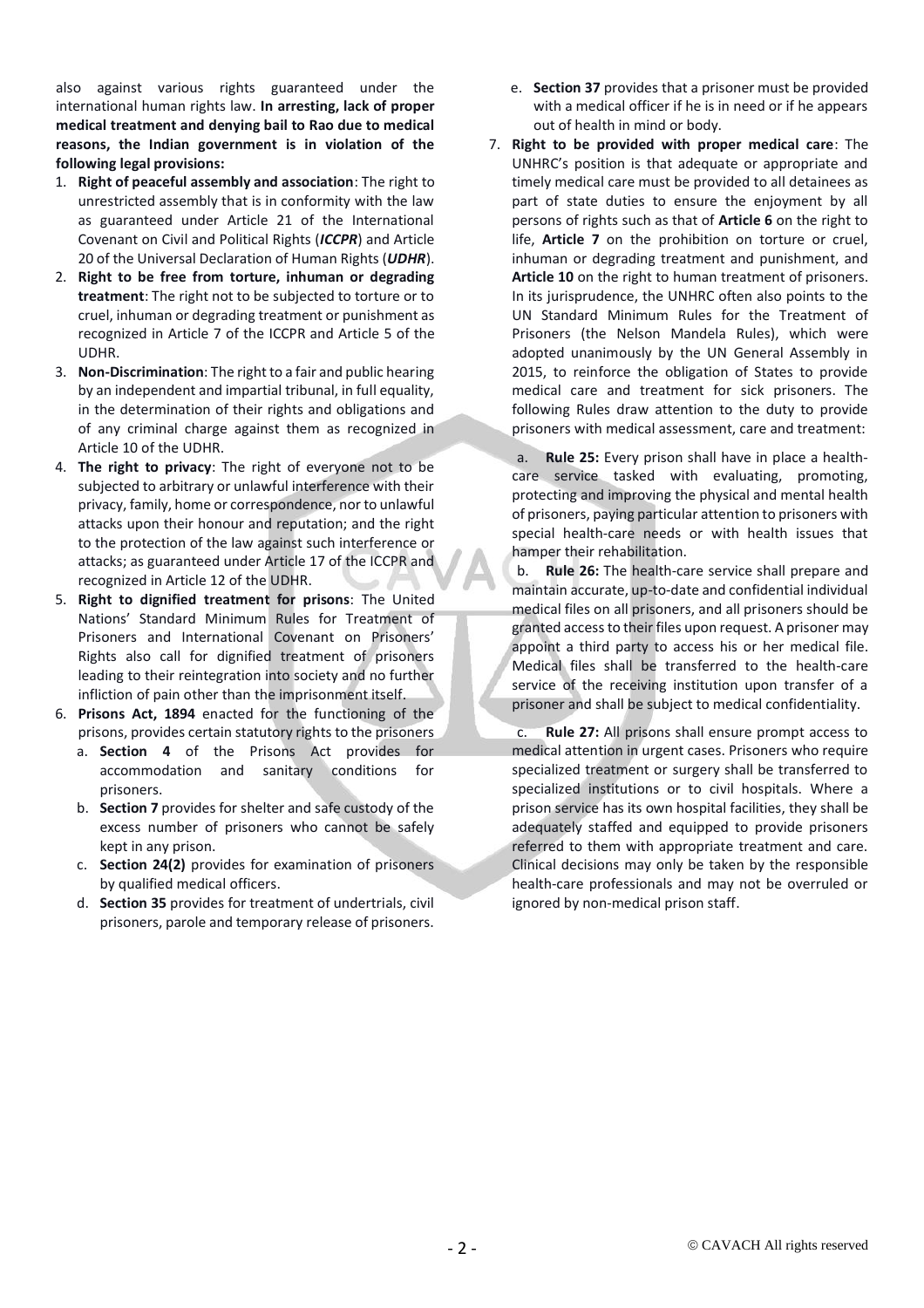also against various rights guaranteed under the international human rights law. **In arresting, lack of proper medical treatment and denying bail to Rao due to medical reasons, the Indian government is in violation of the following legal provisions:**

1. **Right of peaceful assembly and association**: The right to unrestricted assembly that is in conformity with the law as guaranteed under Article 21 of the International Covenant on Civil and Political Rights (***ICCPR***) and Article 20 of the Universal Declaration of Human Rights (***UDHR***).
2. **Right to be free from torture, inhuman or degrading treatment**: The right not to be subjected to torture or to cruel, inhuman or degrading treatment or punishment as recognized in Article 7 of the ICCPR and Article 5 of the UDHR.
3. **Non-Discrimination**: The right to a fair and public hearing by an independent and impartial tribunal, in full equality, in the determination of their rights and obligations and of any criminal charge against them as recognized in Article 10 of the UDHR.
4. **The right to privacy**: The right of everyone not to be subjected to arbitrary or unlawful interference with their privacy, family, home or correspondence, nor to unlawful attacks upon their honour and reputation; and the right to the protection of the law against such interference or attacks; as guaranteed under Article 17 of the ICCPR and recognized in Article 12 of the UDHR.
5. **Right to dignified treatment for prisons**: The United Nations' Standard Minimum Rules for Treatment of Prisoners and International Covenant on Prisoners' Rights also call for dignified treatment of prisoners leading to their reintegration into society and no further infliction of pain other than the imprisonment itself.
6. **Prisons Act, 1894** enacted for the functioning of the prisons, provides certain statutory rights to the prisoners
   a. **Section 4** of the Prisons Act provides for accommodation and sanitary conditions for prisoners.
   b. **Section 7** provides for shelter and safe custody of the excess number of prisoners who cannot be safely kept in any prison.
   c. **Section 24(2)** provides for examination of prisoners by qualified medical officers.
   d. **Section 35** provides for treatment of undertrials, civil prisoners, parole and temporary release of prisoners.
   e. **Section 37** provides that a prisoner must be provided with a medical officer if he is in need or if he appears out of health in mind or body.
7. **Right to be provided with proper medical care**: The UNHRC's position is that adequate or appropriate and timely medical care must be provided to all detainees as part of state duties to ensure the enjoyment by all persons of rights such as that of **Article 6** on the right to life, **Article 7** on the prohibition on torture or cruel, inhuman or degrading treatment and punishment, and **Article 10** on the right to human treatment of prisoners. In its jurisprudence, the UNHRC often also points to the UN Standard Minimum Rules for the Treatment of Prisoners (the Nelson Mandela Rules), which were adopted unanimously by the UN General Assembly in 2015, to reinforce the obligation of States to provide medical care and treatment for sick prisoners. The following Rules draw attention to the duty to provide prisoners with medical assessment, care and treatment:

   a. **Rule 25:** Every prison shall have in place a health-care service tasked with evaluating, promoting, protecting and improving the physical and mental health of prisoners, paying particular attention to prisoners with special health-care needs or with health issues that hamper their rehabilitation.
   b. **Rule 26:** The health-care service shall prepare and maintain accurate, up-to-date and confidential individual medical files on all prisoners, and all prisoners should be granted access to their files upon request. A prisoner may appoint a third party to access his or her medical file. Medical files shall be transferred to the health-care service of the receiving institution upon transfer of a prisoner and shall be subject to medical confidentiality.
   c. **Rule 27:** All prisons shall ensure prompt access to medical attention in urgent cases. Prisoners who require specialized treatment or surgery shall be transferred to specialized institutions or to civil hospitals. Where a prison service has its own hospital facilities, they shall be adequately staffed and equipped to provide prisoners referred to them with appropriate treatment and care. Clinical decisions may only be taken by the responsible health-care professionals and may not be overruled or ignored by non-medical prison staff.